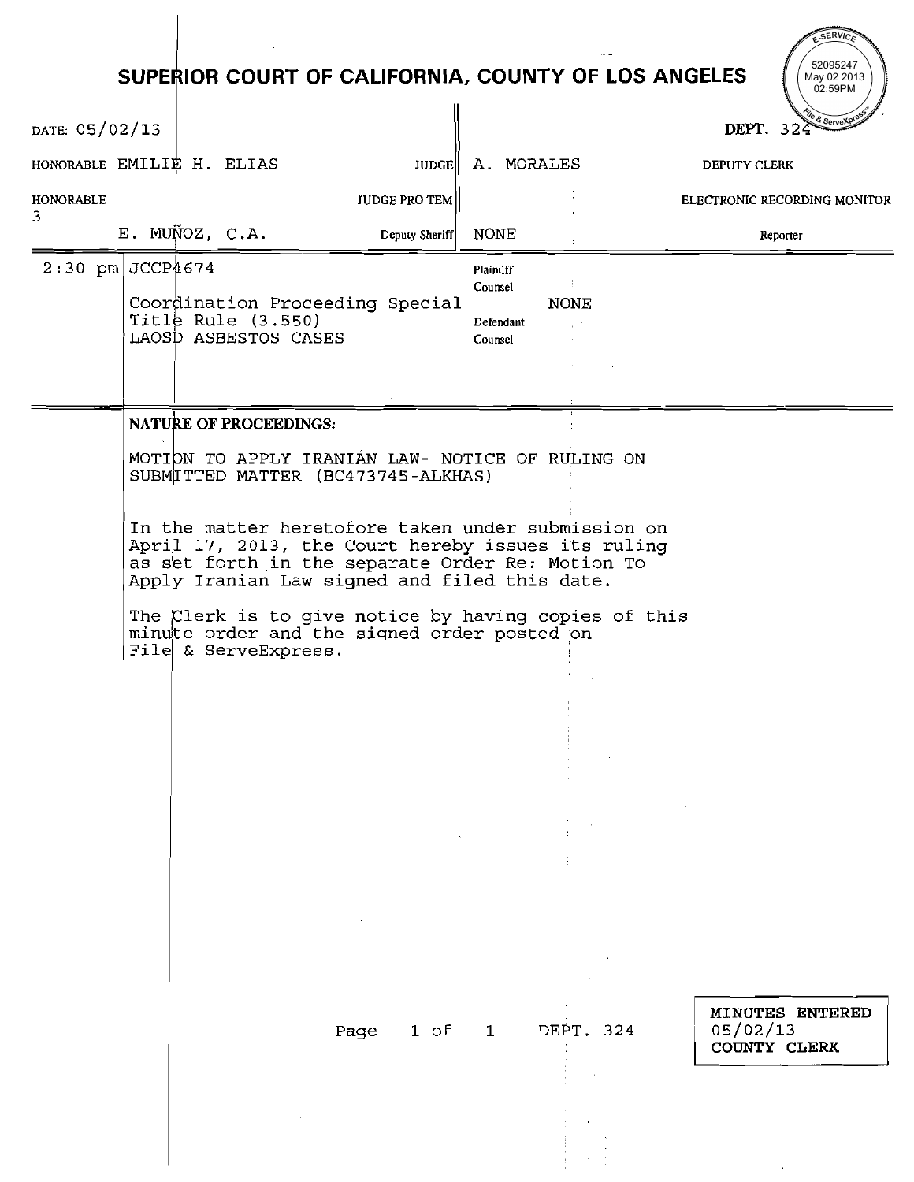E-SERVICE
52095247
May 02 2013
02:59PM
File & ServeXpress

# SUPERIOR COURT OF CALIFORNIA, COUNTY OF LOS ANGELES

| DATE: 05/02/13 | | | DEPT. 324 |
|---|---|---|---|
| HONORABLE EMILIE H. ELIAS | JUDGE | A. MORALES | DEPUTY CLERK |
| HONORABLE | JUDGE PRO TEM | | ELECTRONIC RECORDING MONITOR |
| 3 E. MUÑOZ, C.A. | Deputy Sheriff | NONE | Reporter |

| | | |
|---|---|---|
| 2:30 pm | JCCP4674<br><br>Coordination Proceeding Special Title Rule (3.550)<br>LAOSD ASBESTOS CASES | Plaintiff Counsel<br>NONE<br>Defendant Counsel |

**NATURE OF PROCEEDINGS:**

MOTION TO APPLY IRANIAN LAW- NOTICE OF RULING ON SUBMITTED MATTER (BC473745-ALKHAS)

In the matter heretofore taken under submission on April 17, 2013, the Court hereby issues its ruling as set forth in the separate Order Re: Motion To Apply Iranian Law signed and filed this date.

The Clerk is to give notice by having copies of this minute order and the signed order posted on File & ServeExpress.

DEPT. 324

MINUTES ENTERED
05/02/13
COUNTY CLERK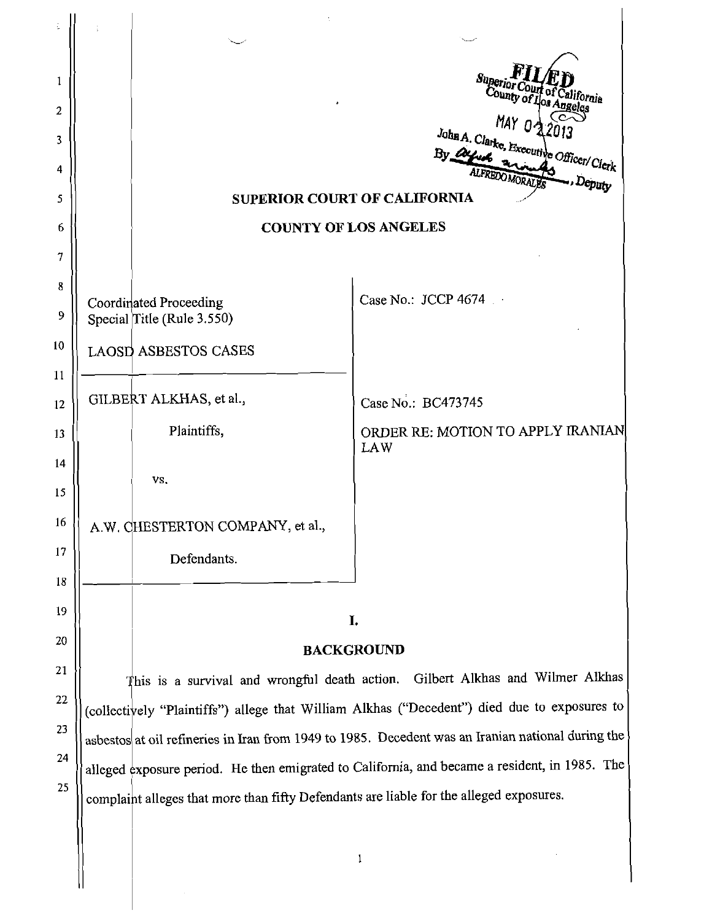FILED
Superior Court of California
County of Los Angeles
MAY 02 2013
John A. Clarke, Executive Officer/Clerk
By ALFREDO MORALES, Deputy

**SUPERIOR COURT OF CALIFORNIA**

**COUNTY OF LOS ANGELES**

| | |
|---|---|
| Coordinated Proceeding Special Title (Rule 3.550) LAOSD ASBESTOS CASES | Case No.: JCCP 4674 |
| GILBERT ALKHAS, et al., Plaintiffs, vs. A.W. CHESTERTON COMPANY, et al., Defendants. | Case No.: BC473745 ORDER RE: MOTION TO APPLY IRANIAN LAW |

## I.

## BACKGROUND

This is a survival and wrongful death action. Gilbert Alkhas and Wilmer Alkhas (collectively "Plaintiffs") allege that William Alkhas ("Decedent") died due to exposures to asbestos at oil refineries in Iran from 1949 to 1985. Decedent was an Iranian national during the alleged exposure period. He then emigrated to California, and became a resident, in 1985. The complaint alleges that more than fifty Defendants are liable for the alleged exposures.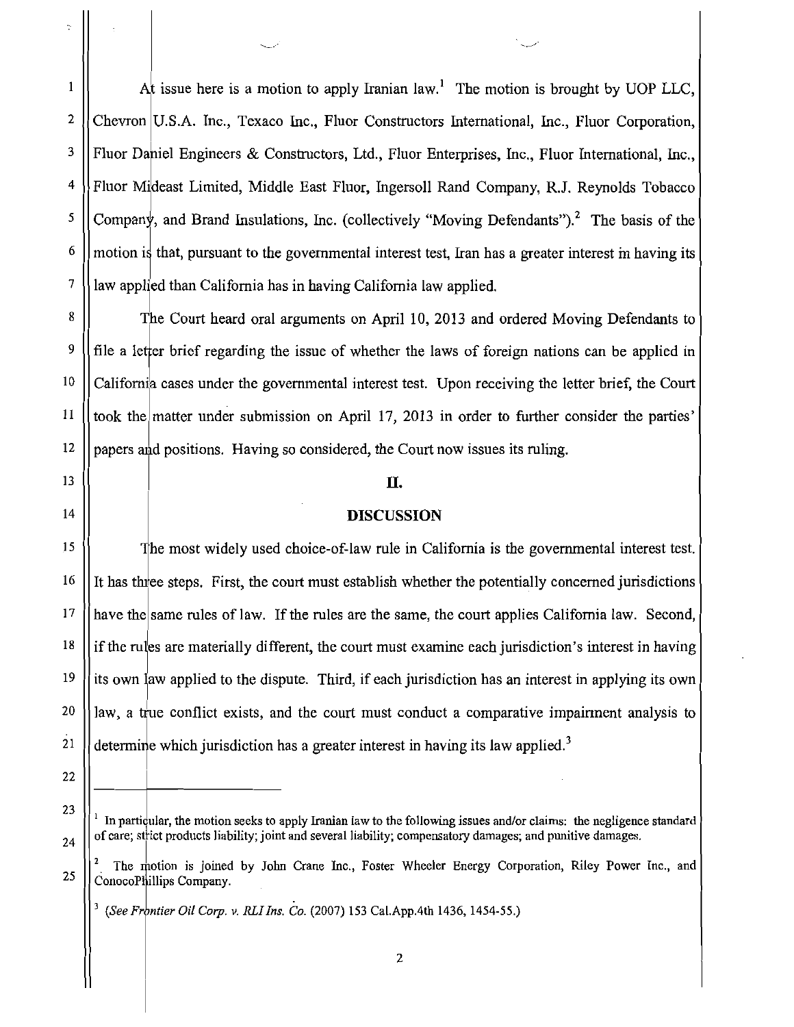At issue here is a motion to apply Iranian law.[1] The motion is brought by UOP LLC, Chevron U.S.A. Inc., Texaco Inc., Fluor Constructors International, Inc., Fluor Corporation, Fluor Daniel Engineers & Constructors, Ltd., Fluor Enterprises, Inc., Fluor International, Inc., Fluor Mideast Limited, Middle East Fluor, Ingersoll Rand Company, R.J. Reynolds Tobacco Company, and Brand Insulations, Inc. (collectively "Moving Defendants").[2] The basis of the motion is that, pursuant to the governmental interest test, Iran has a greater interest in having its law applied than California has in having California law applied.

The Court heard oral arguments on April 10, 2013 and ordered Moving Defendants to file a letter brief regarding the issue of whether the laws of foreign nations can be applied in California cases under the governmental interest test. Upon receiving the letter brief, the Court took the matter under submission on April 17, 2013 in order to further consider the parties' papers and positions. Having so considered, the Court now issues its ruling.

## II.

## DISCUSSION

The most widely used choice-of-law rule in California is the governmental interest test. It has three steps. First, the court must establish whether the potentially concerned jurisdictions have the same rules of law. If the rules are the same, the court applies California law. Second, if the rules are materially different, the court must examine each jurisdiction's interest in having its own law applied to the dispute. Third, if each jurisdiction has an interest in applying its own law, a true conflict exists, and the court must conduct a comparative impairment analysis to determine which jurisdiction has a greater interest in having its law applied.[3]

---

[1] In particular, the motion seeks to apply Iranian law to the following issues and/or claims: the negligence standard of care; strict products liability; joint and several liability; compensatory damages; and punitive damages.

[2] The motion is joined by John Crane Inc., Foster Wheeler Energy Corporation, Riley Power Inc., and ConocoPhillips Company.

[3] (*See Frontier Oil Corp. v. RLI Ins. Co.* (2007) 153 Cal.App.4th 1436, 1454-55.)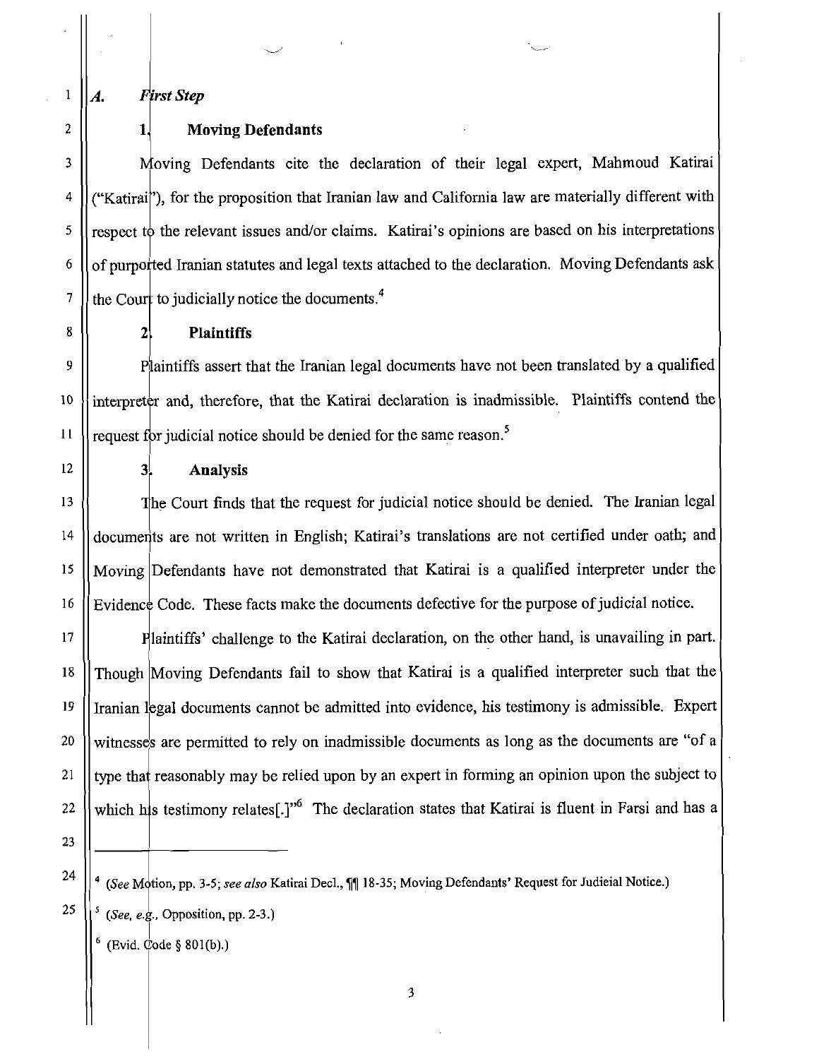### *A. First Step*

#### 1. Moving Defendants

Moving Defendants cite the declaration of their legal expert, Mahmoud Katirai ("Katirai"), for the proposition that Iranian law and California law are materially different with respect to the relevant issues and/or claims. Katirai's opinions are based on his interpretations of purported Iranian statutes and legal texts attached to the declaration. Moving Defendants ask the Court to judicially notice the documents.[4]

#### 2. Plaintiffs

Plaintiffs assert that the Iranian legal documents have not been translated by a qualified interpreter and, therefore, that the Katirai declaration is inadmissible. Plaintiffs contend the request for judicial notice should be denied for the same reason.[5]

#### 3. Analysis

The Court finds that the request for judicial notice should be denied. The Iranian legal documents are not written in English; Katirai's translations are not certified under oath; and Moving Defendants have not demonstrated that Katirai is a qualified interpreter under the Evidence Code. These facts make the documents defective for the purpose of judicial notice.

Plaintiffs' challenge to the Katirai declaration, on the other hand, is unavailing in part. Though Moving Defendants fail to show that Katirai is a qualified interpreter such that the Iranian legal documents cannot be admitted into evidence, his testimony is admissible. Expert witnesses are permitted to rely on inadmissible documents as long as the documents are "of a type that reasonably may be relied upon by an expert in forming an opinion upon the subject to which his testimony relates[.]"[6] The declaration states that Katirai is fluent in Farsi and has a

---

[4] (*See* Motion, pp. 3-5; *see also* Katirai Decl., ¶¶ 18-35; Moving Defendants' Request for Judicial Notice.)

[5] (*See, e.g.*, Opposition, pp. 2-3.)

[6] (Evid. Code § 801(b).)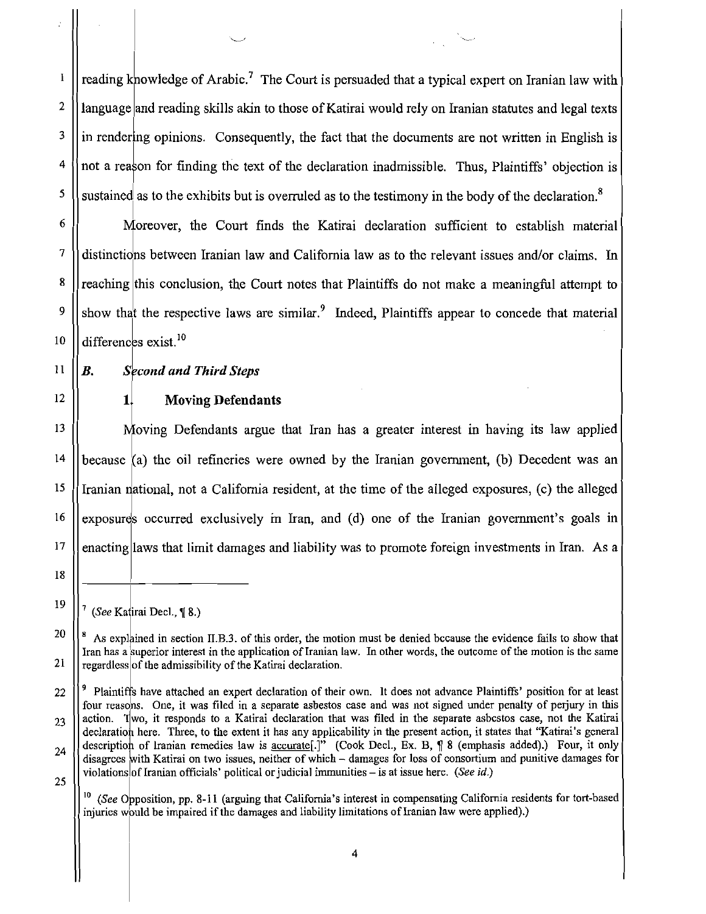reading knowledge of Arabic.[7] The Court is persuaded that a typical expert on Iranian law with language and reading skills akin to those of Katirai would rely on Iranian statutes and legal texts in rendering opinions. Consequently, the fact that the documents are not written in English is not a reason for finding the text of the declaration inadmissible. Thus, Plaintiffs' objection is sustained as to the exhibits but is overruled as to the testimony in the body of the declaration.[8]

Moreover, the Court finds the Katirai declaration sufficient to establish material distinctions between Iranian law and California law as to the relevant issues and/or claims. In reaching this conclusion, the Court notes that Plaintiffs do not make a meaningful attempt to show that the respective laws are similar.[9] Indeed, Plaintiffs appear to concede that material differences exist.[10]

### *B. Second and Third Steps*

#### 1. Moving Defendants

Moving Defendants argue that Iran has a greater interest in having its law applied because (a) the oil refineries were owned by the Iranian government, (b) Decedent was an Iranian national, not a California resident, at the time of the alleged exposures, (c) the alleged exposures occurred exclusively in Iran, and (d) one of the Iranian government's goals in enacting laws that limit damages and liability was to promote foreign investments in Iran. As a

---

[7] (*See* Katirai Decl., ¶ 8.)

[8] As explained in section II.B.3. of this order, the motion must be denied because the evidence fails to show that Iran has a superior interest in the application of Iranian law. In other words, the outcome of the motion is the same regardless of the admissibility of the Katirai declaration.

[9] Plaintiffs have attached an expert declaration of their own. It does not advance Plaintiffs' position for at least four reasons. One, it was filed in a separate asbestos case and was not signed under penalty of perjury in this action. Two, it responds to a Katirai declaration that was filed in the separate asbestos case, not the Katirai declaration here. Three, to the extent it has any applicability in the present action, it states that "Katirai's general description of Iranian remedies law is accurate[.]" (Cook Decl., Ex. B, ¶ 8 (emphasis added).) Four, it only disagrees with Katirai on two issues, neither of which – damages for loss of consortium and punitive damages for violations of Iranian officials' political or judicial immunities – is at issue here. (*See id.*)

[10] (*See* Opposition, pp. 8-11 (arguing that California's interest in compensating California residents for tort-based injuries would be impaired if the damages and liability limitations of Iranian law were applied).)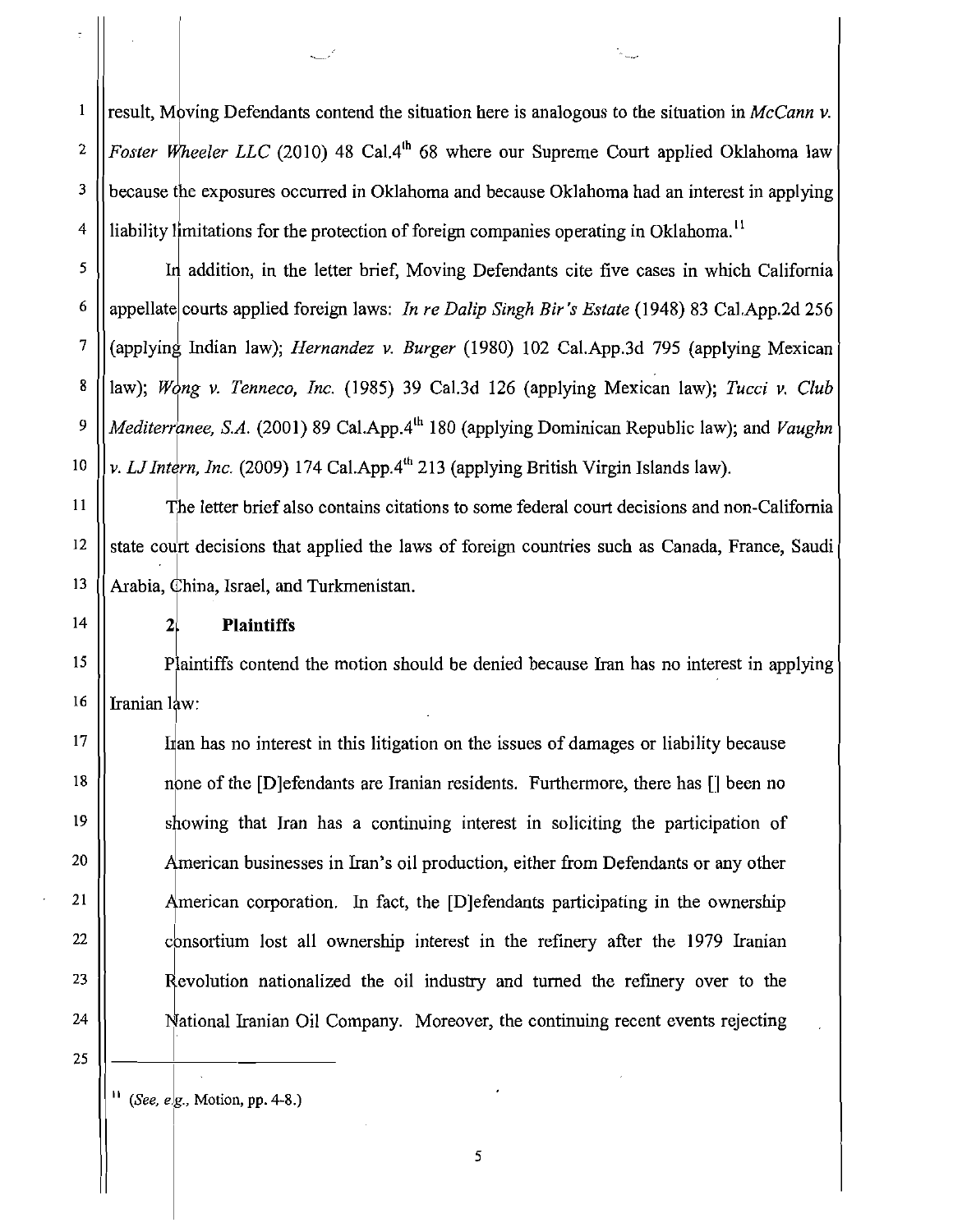result, Moving Defendants contend the situation here is analogous to the situation in *McCann v. Foster Wheeler LLC* (2010) 48 Cal.4th 68 where our Supreme Court applied Oklahoma law because the exposures occurred in Oklahoma and because Oklahoma had an interest in applying liability limitations for the protection of foreign companies operating in Oklahoma.[11]

In addition, in the letter brief, Moving Defendants cite five cases in which California appellate courts applied foreign laws: *In re Dalip Singh Bir's Estate* (1948) 83 Cal.App.2d 256 (applying Indian law); *Hernandez v. Burger* (1980) 102 Cal.App.3d 795 (applying Mexican law); *Wong v. Tenneco, Inc.* (1985) 39 Cal.3d 126 (applying Mexican law); *Tucci v. Club Mediterranee, S.A.* (2001) 89 Cal.App.4th 180 (applying Dominican Republic law); and *Vaughn v. LJ Intern, Inc.* (2009) 174 Cal.App.4th 213 (applying British Virgin Islands law).

The letter brief also contains citations to some federal court decisions and non-California state court decisions that applied the laws of foreign countries such as Canada, France, Saudi Arabia, China, Israel, and Turkmenistan.

**2. Plaintiffs**

Plaintiffs contend the motion should be denied because Iran has no interest in applying Iranian law:

> Iran has no interest in this litigation on the issues of damages or liability because none of the [D]efendants are Iranian residents. Furthermore, there has [] been no showing that Iran has a continuing interest in soliciting the participation of American businesses in Iran's oil production, either from Defendants or any other American corporation. In fact, the [D]efendants participating in the ownership consortium lost all ownership interest in the refinery after the 1979 Iranian Revolution nationalized the oil industry and turned the refinery over to the National Iranian Oil Company. Moreover, the continuing recent events rejecting

[11] (*See, e.g.,* Motion, pp. 4-8.)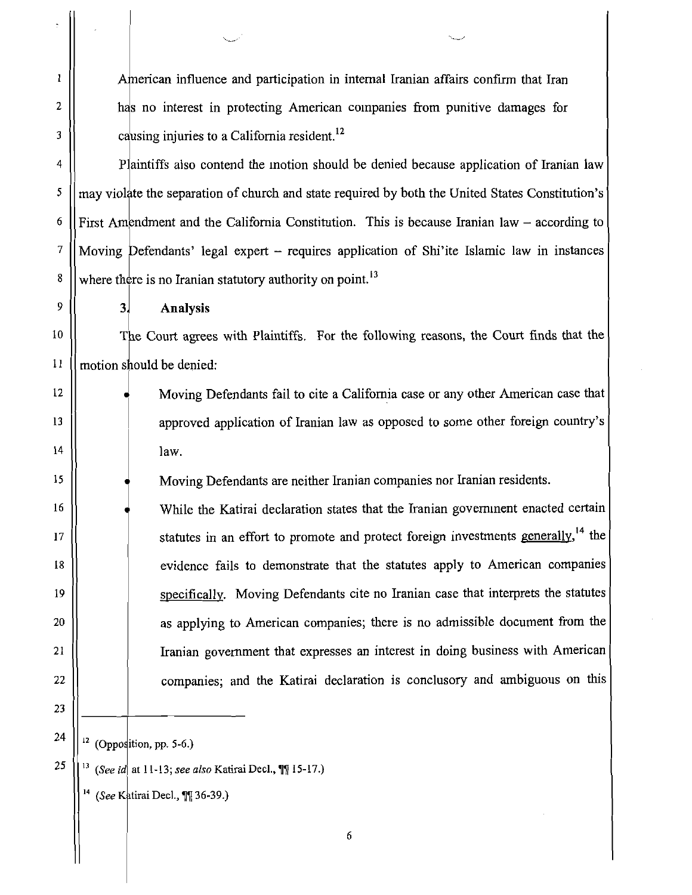American influence and participation in internal Iranian affairs confirm that Iran has no interest in protecting American companies from punitive damages for causing injuries to a California resident.[12]

Plaintiffs also contend the motion should be denied because application of Iranian law may violate the separation of church and state required by both the United States Constitution's First Amendment and the California Constitution. This is because Iranian law – according to Moving Defendants' legal expert – requires application of Shi'ite Islamic law in instances where there is no Iranian statutory authority on point.[13]

### 3. Analysis

The Court agrees with Plaintiffs. For the following reasons, the Court finds that the motion should be denied:

- Moving Defendants fail to cite a California case or any other American case that approved application of Iranian law as opposed to some other foreign country's law.
- Moving Defendants are neither Iranian companies nor Iranian residents.
- While the Katirai declaration states that the Iranian government enacted certain statutes in an effort to promote and protect foreign investments generally,[14] the evidence fails to demonstrate that the statutes apply to American companies specifically. Moving Defendants cite no Iranian case that interprets the statutes as applying to American companies; there is no admissible document from the Iranian government that expresses an interest in doing business with American companies; and the Katirai declaration is conclusory and ambiguous on this

---

[12] (Opposition, pp. 5-6.)

[13] (*See id* at 11-13; *see also* Katirai Decl., ¶¶ 15-17.)

[14] (*See* Katirai Decl., ¶¶ 36-39.)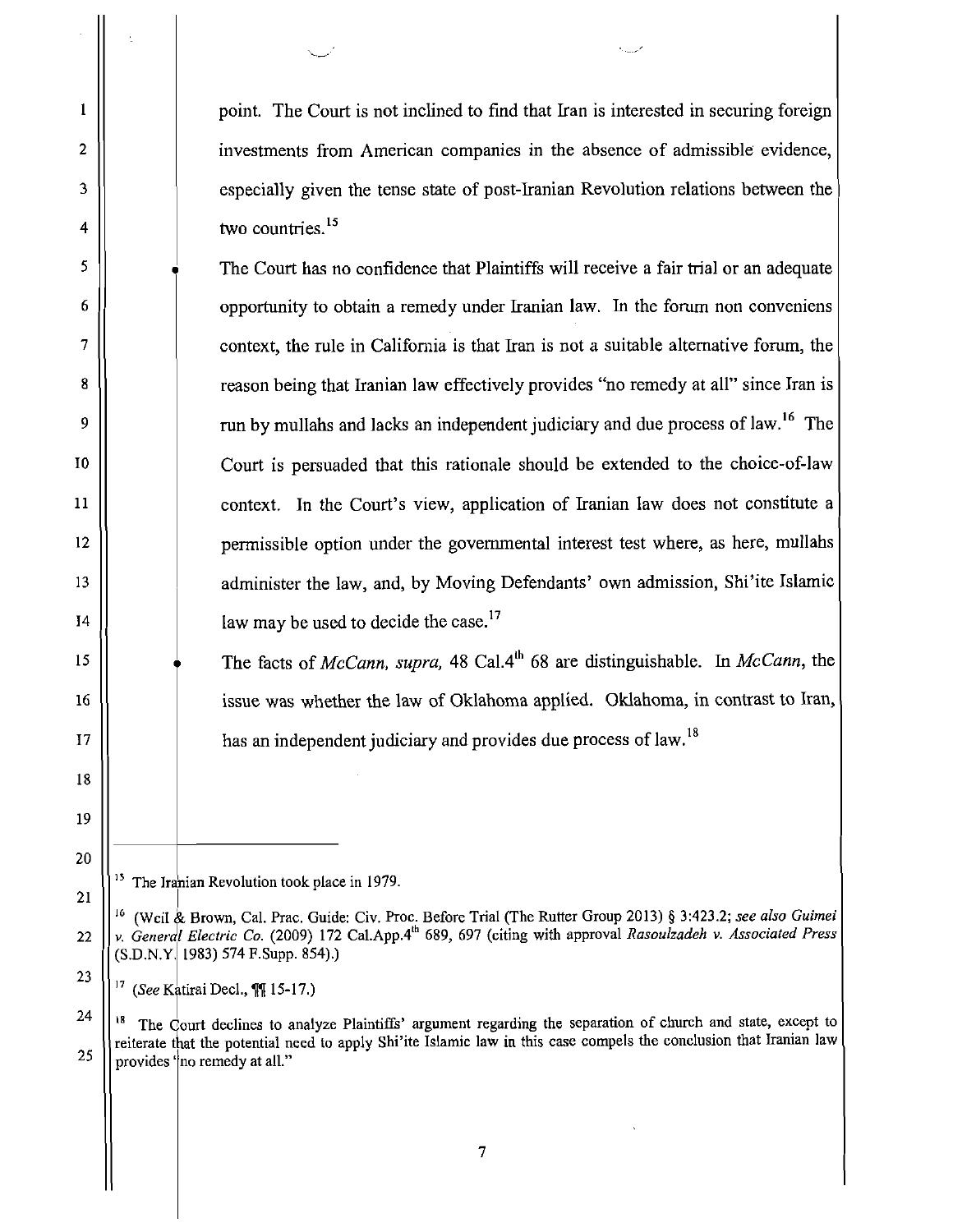point. The Court is not inclined to find that Iran is interested in securing foreign investments from American companies in the absence of admissible evidence, especially given the tense state of post-Iranian Revolution relations between the two countries.[15]

- The Court has no confidence that Plaintiffs will receive a fair trial or an adequate opportunity to obtain a remedy under Iranian law. In the forum non conveniens context, the rule in California is that Iran is not a suitable alternative forum, the reason being that Iranian law effectively provides "no remedy at all" since Iran is run by mullahs and lacks an independent judiciary and due process of law.[16] The Court is persuaded that this rationale should be extended to the choice-of-law context. In the Court's view, application of Iranian law does not constitute a permissible option under the governmental interest test where, as here, mullahs administer the law, and, by Moving Defendants' own admission, Shi'ite Islamic law may be used to decide the case.[17]

- The facts of *McCann, supra,* 48 Cal.4th 68 are distinguishable. In *McCann*, the issue was whether the law of Oklahoma applied. Oklahoma, in contrast to Iran, has an independent judiciary and provides due process of law.[18]

---

[15] The Iranian Revolution took place in 1979.

[16] (Weil & Brown, Cal. Prac. Guide: Civ. Proc. Before Trial (The Rutter Group 2013) § 3:423.2; *see also Guimei v. General Electric Co.* (2009) 172 Cal.App.4th 689, 697 (citing with approval *Rasoulzadeh v. Associated Press* (S.D.N.Y. 1983) 574 F.Supp. 854).)

[17] (*See* Katirai Decl., ¶¶ 15-17.)

[18] The Court declines to analyze Plaintiffs' argument regarding the separation of church and state, except to reiterate that the potential need to apply Shi'ite Islamic law in this case compels the conclusion that Iranian law provides "no remedy at all."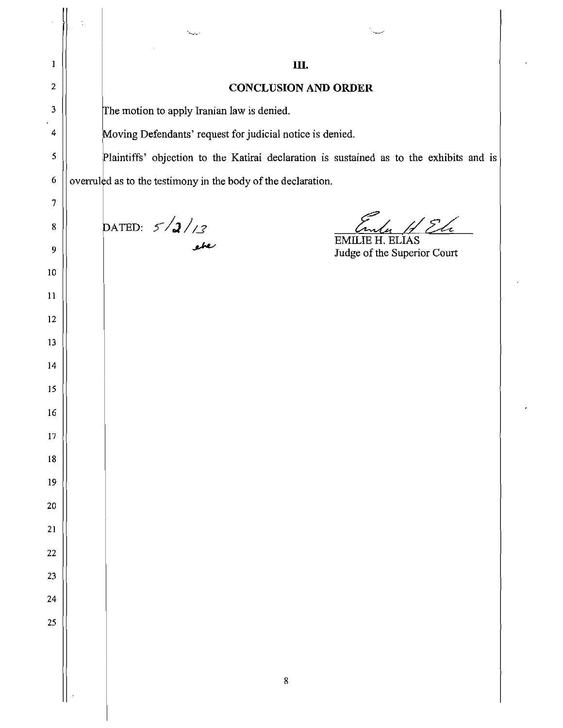## III.

## CONCLUSION AND ORDER

The motion to apply Iranian law is denied.

Moving Defendants' request for judicial notice is denied.

Plaintiffs' objection to the Katirai declaration is sustained as to the exhibits and is overruled as to the testimony in the body of the declaration.

DATED: 5/2/13

ehe

EMILIE H. ELIAS
Judge of the Superior Court